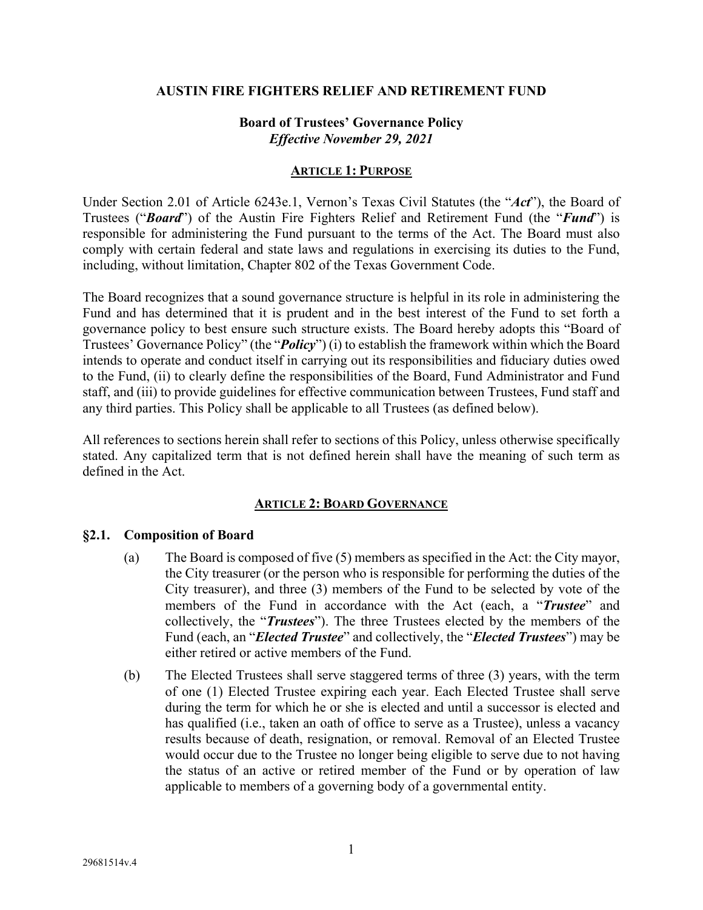# AUSTIN FIRE FIGHTERS RELIEF AND RETIREMENT FUND

## Board of Trustees' Governance Policy
*Effective November 29, 2021*

### ARTICLE 1: PURPOSE

Under Section 2.01 of Article 6243e.1, Vernon's Texas Civil Statutes (the "***Act***"), the Board of Trustees ("***Board***") of the Austin Fire Fighters Relief and Retirement Fund (the "***Fund***") is responsible for administering the Fund pursuant to the terms of the Act. The Board must also comply with certain federal and state laws and regulations in exercising its duties to the Fund, including, without limitation, Chapter 802 of the Texas Government Code.

The Board recognizes that a sound governance structure is helpful in its role in administering the Fund and has determined that it is prudent and in the best interest of the Fund to set forth a governance policy to best ensure such structure exists. The Board hereby adopts this "Board of Trustees' Governance Policy" (the "***Policy***") (i) to establish the framework within which the Board intends to operate and conduct itself in carrying out its responsibilities and fiduciary duties owed to the Fund, (ii) to clearly define the responsibilities of the Board, Fund Administrator and Fund staff, and (iii) to provide guidelines for effective communication between Trustees, Fund staff and any third parties. This Policy shall be applicable to all Trustees (as defined below).

All references to sections herein shall refer to sections of this Policy, unless otherwise specifically stated. Any capitalized term that is not defined herein shall have the meaning of such term as defined in the Act.

### ARTICLE 2: BOARD GOVERNANCE

#### §2.1. Composition of Board

(a) The Board is composed of five (5) members as specified in the Act: the City mayor, the City treasurer (or the person who is responsible for performing the duties of the City treasurer), and three (3) members of the Fund to be selected by vote of the members of the Fund in accordance with the Act (each, a "***Trustee***" and collectively, the "***Trustees***"). The three Trustees elected by the members of the Fund (each, an "***Elected Trustee***" and collectively, the "***Elected Trustees***") may be either retired or active members of the Fund.

(b) The Elected Trustees shall serve staggered terms of three (3) years, with the term of one (1) Elected Trustee expiring each year. Each Elected Trustee shall serve during the term for which he or she is elected and until a successor is elected and has qualified (i.e., taken an oath of office to serve as a Trustee), unless a vacancy results because of death, resignation, or removal. Removal of an Elected Trustee would occur due to the Trustee no longer being eligible to serve due to not having the status of an active or retired member of the Fund or by operation of law applicable to members of a governing body of a governmental entity.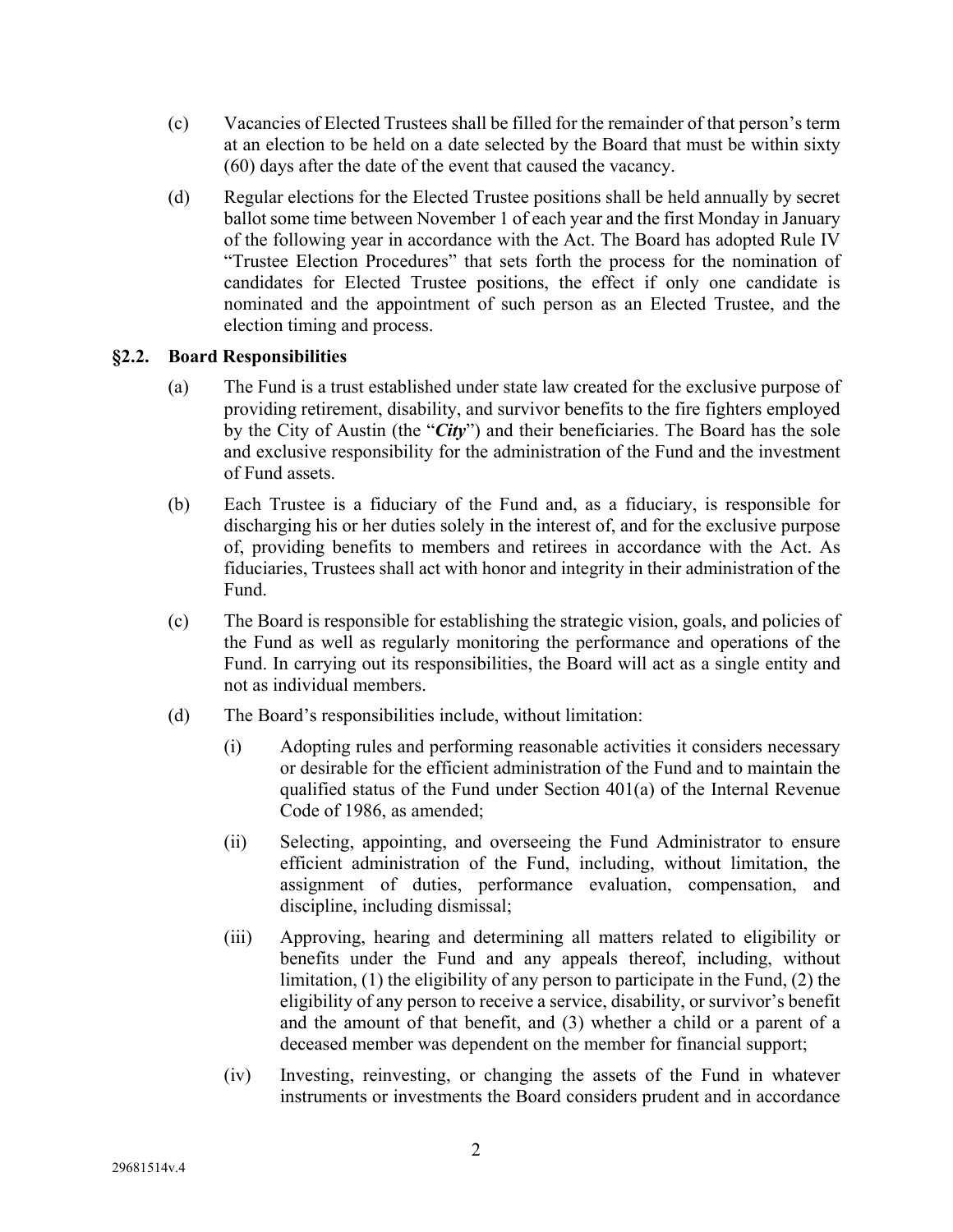(c) Vacancies of Elected Trustees shall be filled for the remainder of that person's term at an election to be held on a date selected by the Board that must be within sixty (60) days after the date of the event that caused the vacancy.

(d) Regular elections for the Elected Trustee positions shall be held annually by secret ballot some time between November 1 of each year and the first Monday in January of the following year in accordance with the Act. The Board has adopted Rule IV "Trustee Election Procedures" that sets forth the process for the nomination of candidates for Elected Trustee positions, the effect if only one candidate is nominated and the appointment of such person as an Elected Trustee, and the election timing and process.

### §2.2. Board Responsibilities

(a) The Fund is a trust established under state law created for the exclusive purpose of providing retirement, disability, and survivor benefits to the fire fighters employed by the City of Austin (the "***City***") and their beneficiaries. The Board has the sole and exclusive responsibility for the administration of the Fund and the investment of Fund assets.

(b) Each Trustee is a fiduciary of the Fund and, as a fiduciary, is responsible for discharging his or her duties solely in the interest of, and for the exclusive purpose of, providing benefits to members and retirees in accordance with the Act. As fiduciaries, Trustees shall act with honor and integrity in their administration of the Fund.

(c) The Board is responsible for establishing the strategic vision, goals, and policies of the Fund as well as regularly monitoring the performance and operations of the Fund. In carrying out its responsibilities, the Board will act as a single entity and not as individual members.

(d) The Board's responsibilities include, without limitation:

(i) Adopting rules and performing reasonable activities it considers necessary or desirable for the efficient administration of the Fund and to maintain the qualified status of the Fund under Section 401(a) of the Internal Revenue Code of 1986, as amended;

(ii) Selecting, appointing, and overseeing the Fund Administrator to ensure efficient administration of the Fund, including, without limitation, the assignment of duties, performance evaluation, compensation, and discipline, including dismissal;

(iii) Approving, hearing and determining all matters related to eligibility or benefits under the Fund and any appeals thereof, including, without limitation, (1) the eligibility of any person to participate in the Fund, (2) the eligibility of any person to receive a service, disability, or survivor's benefit and the amount of that benefit, and (3) whether a child or a parent of a deceased member was dependent on the member for financial support;

(iv) Investing, reinvesting, or changing the assets of the Fund in whatever instruments or investments the Board considers prudent and in accordance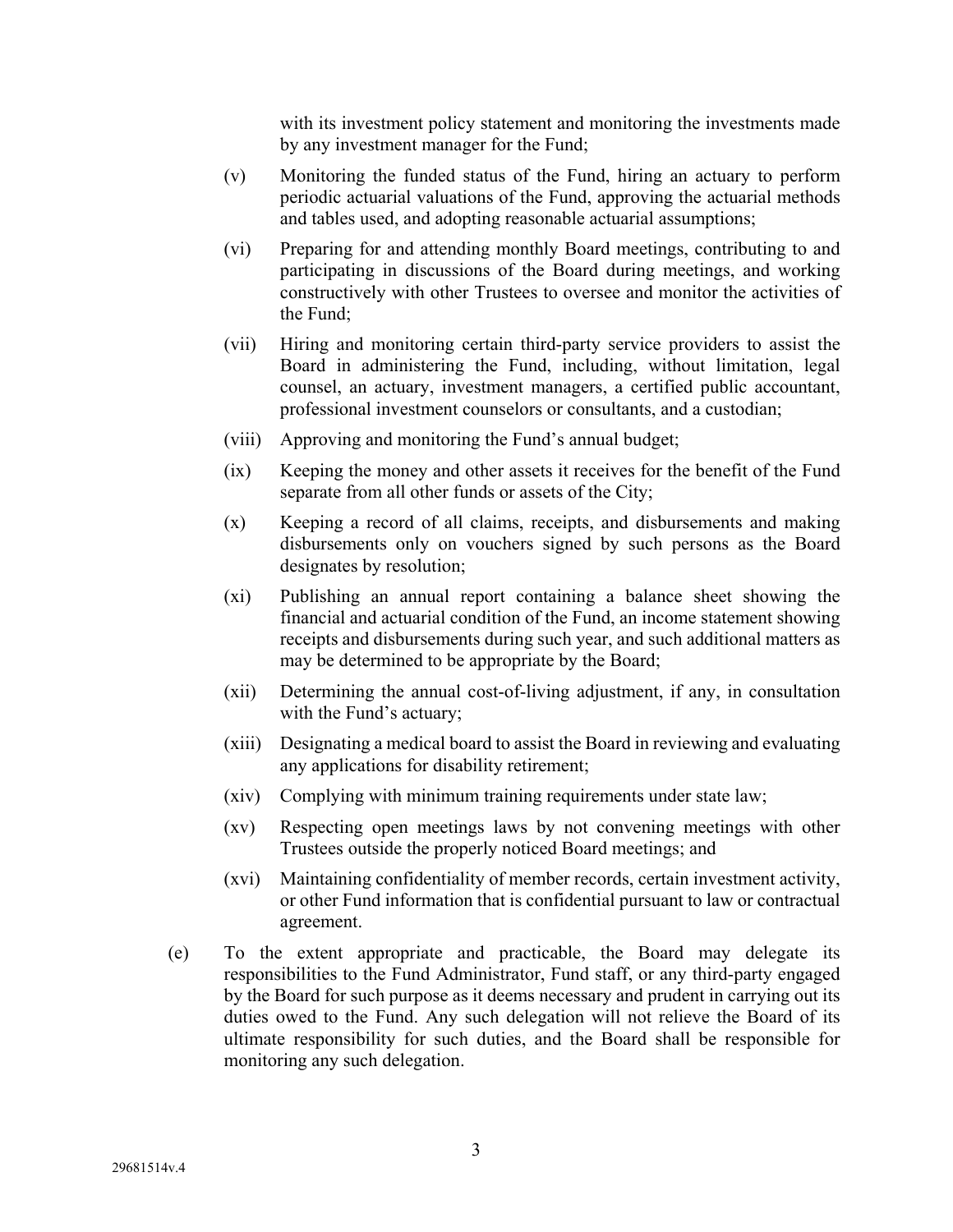with its investment policy statement and monitoring the investments made by any investment manager for the Fund;

(v) Monitoring the funded status of the Fund, hiring an actuary to perform periodic actuarial valuations of the Fund, approving the actuarial methods and tables used, and adopting reasonable actuarial assumptions;

(vi) Preparing for and attending monthly Board meetings, contributing to and participating in discussions of the Board during meetings, and working constructively with other Trustees to oversee and monitor the activities of the Fund;

(vii) Hiring and monitoring certain third-party service providers to assist the Board in administering the Fund, including, without limitation, legal counsel, an actuary, investment managers, a certified public accountant, professional investment counselors or consultants, and a custodian;

(viii) Approving and monitoring the Fund's annual budget;

(ix) Keeping the money and other assets it receives for the benefit of the Fund separate from all other funds or assets of the City;

(x) Keeping a record of all claims, receipts, and disbursements and making disbursements only on vouchers signed by such persons as the Board designates by resolution;

(xi) Publishing an annual report containing a balance sheet showing the financial and actuarial condition of the Fund, an income statement showing receipts and disbursements during such year, and such additional matters as may be determined to be appropriate by the Board;

(xii) Determining the annual cost-of-living adjustment, if any, in consultation with the Fund's actuary;

(xiii) Designating a medical board to assist the Board in reviewing and evaluating any applications for disability retirement;

(xiv) Complying with minimum training requirements under state law;

(xv) Respecting open meetings laws by not convening meetings with other Trustees outside the properly noticed Board meetings; and

(xvi) Maintaining confidentiality of member records, certain investment activity, or other Fund information that is confidential pursuant to law or contractual agreement.

(e) To the extent appropriate and practicable, the Board may delegate its responsibilities to the Fund Administrator, Fund staff, or any third-party engaged by the Board for such purpose as it deems necessary and prudent in carrying out its duties owed to the Fund. Any such delegation will not relieve the Board of its ultimate responsibility for such duties, and the Board shall be responsible for monitoring any such delegation.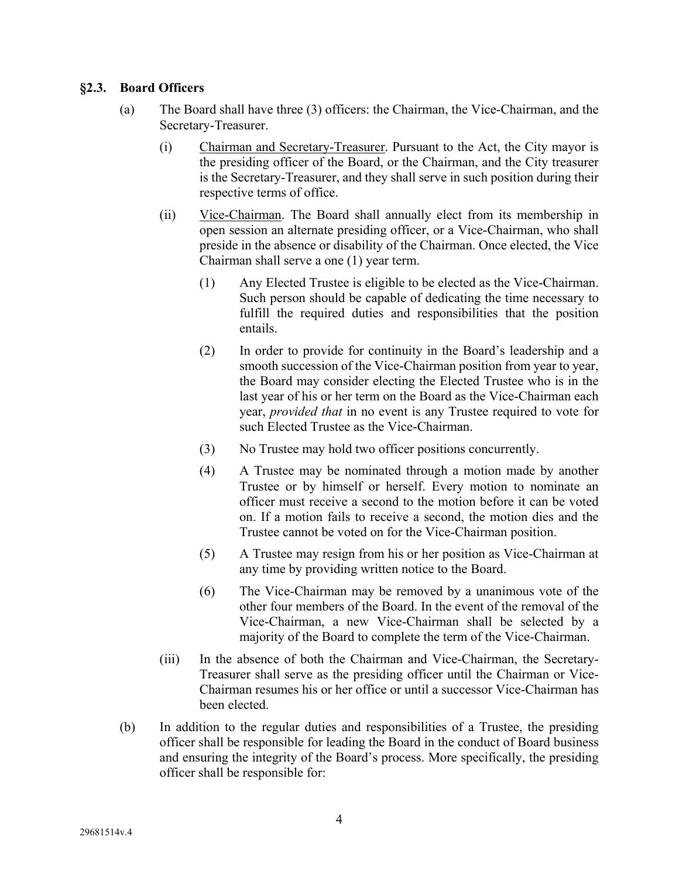### §2.3. Board Officers

(a) The Board shall have three (3) officers: the Chairman, the Vice-Chairman, and the Secretary-Treasurer.

(i) Chairman and Secretary-Treasurer. Pursuant to the Act, the City mayor is the presiding officer of the Board, or the Chairman, and the City treasurer is the Secretary-Treasurer, and they shall serve in such position during their respective terms of office.

(ii) Vice-Chairman. The Board shall annually elect from its membership in open session an alternate presiding officer, or a Vice-Chairman, who shall preside in the absence or disability of the Chairman. Once elected, the Vice Chairman shall serve a one (1) year term.

(1) Any Elected Trustee is eligible to be elected as the Vice-Chairman. Such person should be capable of dedicating the time necessary to fulfill the required duties and responsibilities that the position entails.

(2) In order to provide for continuity in the Board's leadership and a smooth succession of the Vice-Chairman position from year to year, the Board may consider electing the Elected Trustee who is in the last year of his or her term on the Board as the Vice-Chairman each year, *provided that* in no event is any Trustee required to vote for such Elected Trustee as the Vice-Chairman.

(3) No Trustee may hold two officer positions concurrently.

(4) A Trustee may be nominated through a motion made by another Trustee or by himself or herself. Every motion to nominate an officer must receive a second to the motion before it can be voted on. If a motion fails to receive a second, the motion dies and the Trustee cannot be voted on for the Vice-Chairman position.

(5) A Trustee may resign from his or her position as Vice-Chairman at any time by providing written notice to the Board.

(6) The Vice-Chairman may be removed by a unanimous vote of the other four members of the Board. In the event of the removal of the Vice-Chairman, a new Vice-Chairman shall be selected by a majority of the Board to complete the term of the Vice-Chairman.

(iii) In the absence of both the Chairman and Vice-Chairman, the Secretary-Treasurer shall serve as the presiding officer until the Chairman or Vice-Chairman resumes his or her office or until a successor Vice-Chairman has been elected.

(b) In addition to the regular duties and responsibilities of a Trustee, the presiding officer shall be responsible for leading the Board in the conduct of Board business and ensuring the integrity of the Board's process. More specifically, the presiding officer shall be responsible for: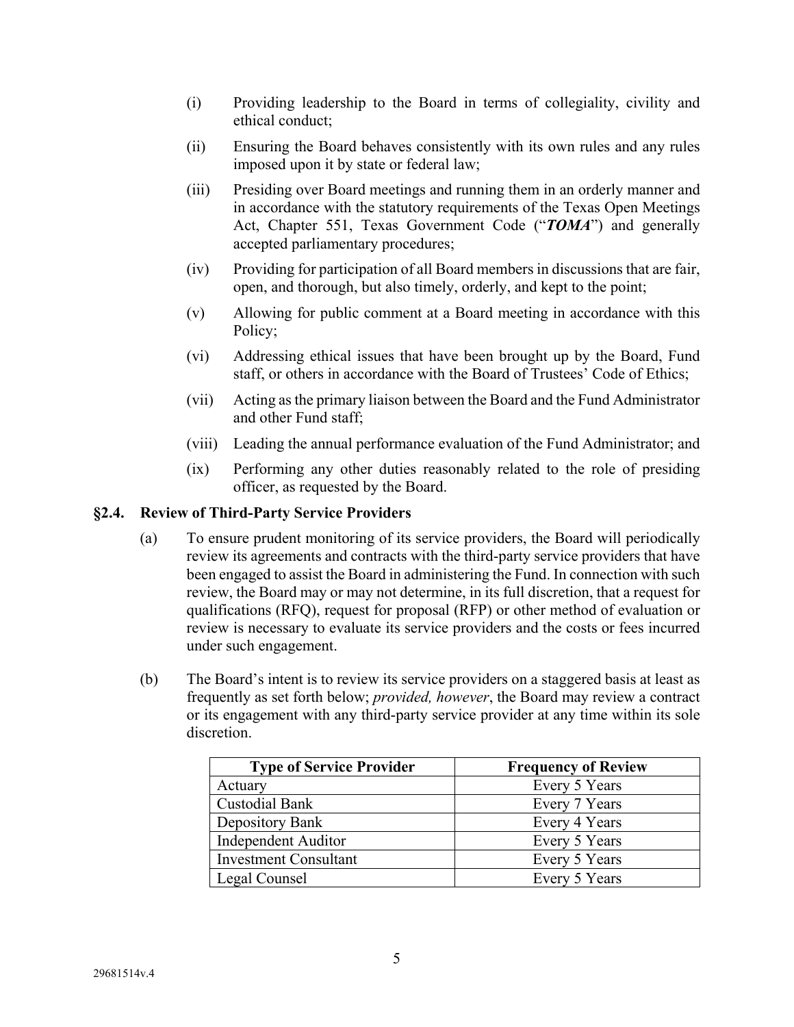(i) Providing leadership to the Board in terms of collegiality, civility and ethical conduct;

(ii) Ensuring the Board behaves consistently with its own rules and any rules imposed upon it by state or federal law;

(iii) Presiding over Board meetings and running them in an orderly manner and in accordance with the statutory requirements of the Texas Open Meetings Act, Chapter 551, Texas Government Code ("***TOMA***") and generally accepted parliamentary procedures;

(iv) Providing for participation of all Board members in discussions that are fair, open, and thorough, but also timely, orderly, and kept to the point;

(v) Allowing for public comment at a Board meeting in accordance with this Policy;

(vi) Addressing ethical issues that have been brought up by the Board, Fund staff, or others in accordance with the Board of Trustees' Code of Ethics;

(vii) Acting as the primary liaison between the Board and the Fund Administrator and other Fund staff;

(viii) Leading the annual performance evaluation of the Fund Administrator; and

(ix) Performing any other duties reasonably related to the role of presiding officer, as requested by the Board.

### §2.4. Review of Third-Party Service Providers

(a) To ensure prudent monitoring of its service providers, the Board will periodically review its agreements and contracts with the third-party service providers that have been engaged to assist the Board in administering the Fund. In connection with such review, the Board may or may not determine, in its full discretion, that a request for qualifications (RFQ), request for proposal (RFP) or other method of evaluation or review is necessary to evaluate its service providers and the costs or fees incurred under such engagement.

(b) The Board's intent is to review its service providers on a staggered basis at least as frequently as set forth below; *provided, however*, the Board may review a contract or its engagement with any third-party service provider at any time within its sole discretion.

| Type of Service Provider | Frequency of Review |
|---|---|
| Actuary | Every 5 Years |
| Custodial Bank | Every 7 Years |
| Depository Bank | Every 4 Years |
| Independent Auditor | Every 5 Years |
| Investment Consultant | Every 5 Years |
| Legal Counsel | Every 5 Years |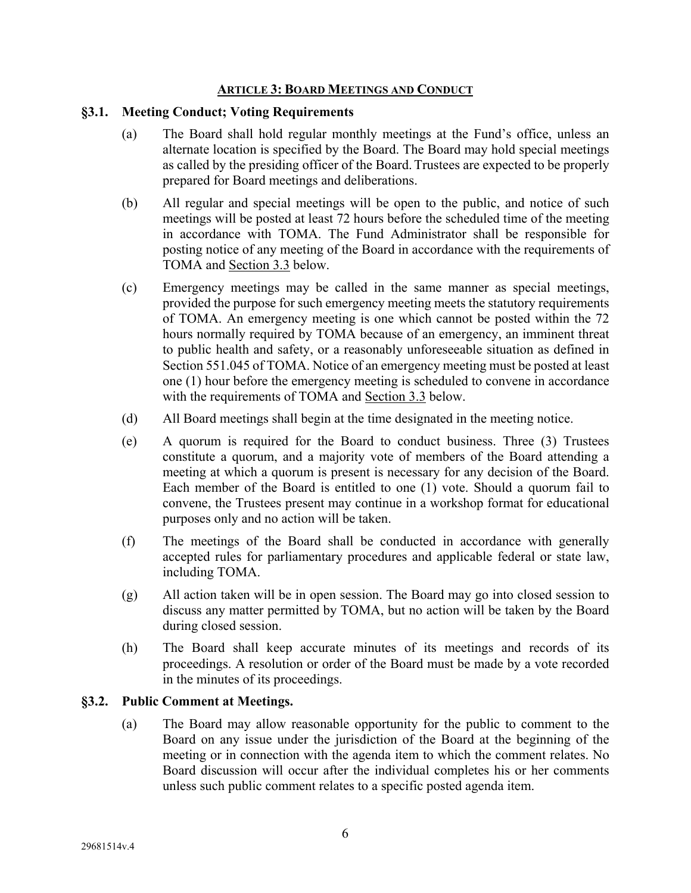## ARTICLE 3: BOARD MEETINGS AND CONDUCT

### §3.1. Meeting Conduct; Voting Requirements

(a) The Board shall hold regular monthly meetings at the Fund's office, unless an alternate location is specified by the Board. The Board may hold special meetings as called by the presiding officer of the Board. Trustees are expected to be properly prepared for Board meetings and deliberations.

(b) All regular and special meetings will be open to the public, and notice of such meetings will be posted at least 72 hours before the scheduled time of the meeting in accordance with TOMA. The Fund Administrator shall be responsible for posting notice of any meeting of the Board in accordance with the requirements of TOMA and Section 3.3 below.

(c) Emergency meetings may be called in the same manner as special meetings, provided the purpose for such emergency meeting meets the statutory requirements of TOMA. An emergency meeting is one which cannot be posted within the 72 hours normally required by TOMA because of an emergency, an imminent threat to public health and safety, or a reasonably unforeseeable situation as defined in Section 551.045 of TOMA. Notice of an emergency meeting must be posted at least one (1) hour before the emergency meeting is scheduled to convene in accordance with the requirements of TOMA and Section 3.3 below.

(d) All Board meetings shall begin at the time designated in the meeting notice.

(e) A quorum is required for the Board to conduct business. Three (3) Trustees constitute a quorum, and a majority vote of members of the Board attending a meeting at which a quorum is present is necessary for any decision of the Board. Each member of the Board is entitled to one (1) vote. Should a quorum fail to convene, the Trustees present may continue in a workshop format for educational purposes only and no action will be taken.

(f) The meetings of the Board shall be conducted in accordance with generally accepted rules for parliamentary procedures and applicable federal or state law, including TOMA.

(g) All action taken will be in open session. The Board may go into closed session to discuss any matter permitted by TOMA, but no action will be taken by the Board during closed session.

(h) The Board shall keep accurate minutes of its meetings and records of its proceedings. A resolution or order of the Board must be made by a vote recorded in the minutes of its proceedings.

### §3.2. Public Comment at Meetings.

(a) The Board may allow reasonable opportunity for the public to comment to the Board on any issue under the jurisdiction of the Board at the beginning of the meeting or in connection with the agenda item to which the comment relates. No Board discussion will occur after the individual completes his or her comments unless such public comment relates to a specific posted agenda item.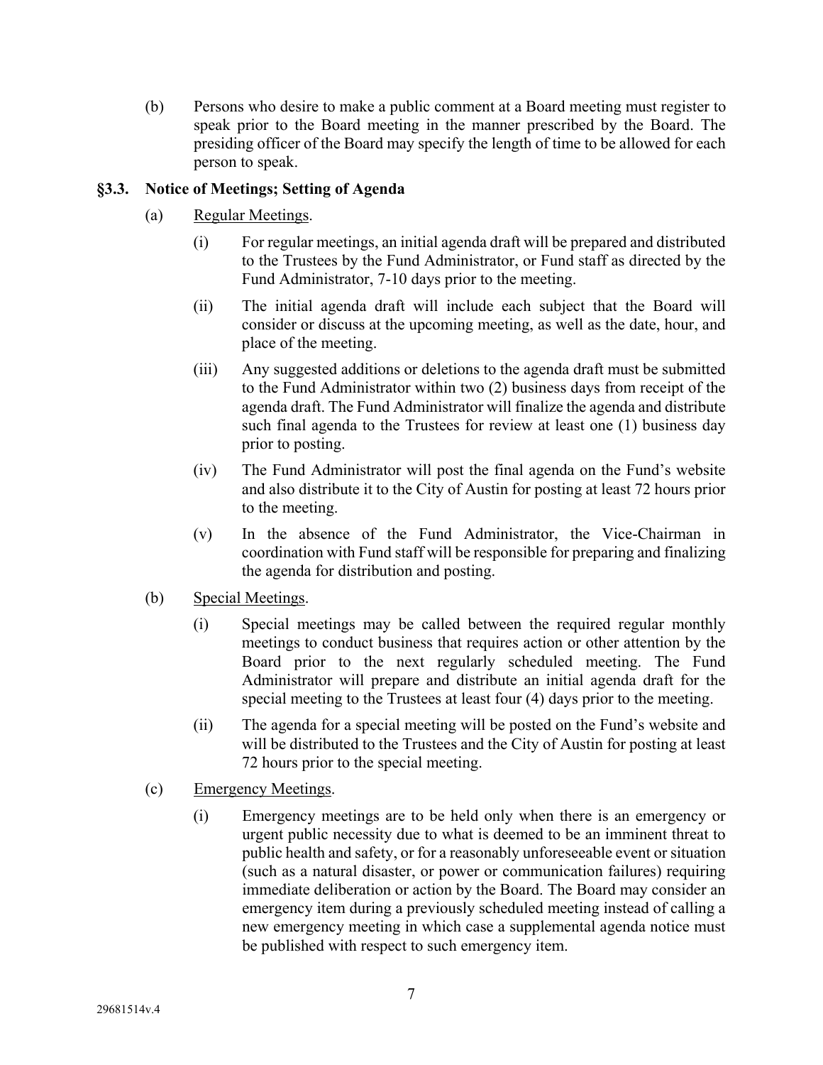(b) Persons who desire to make a public comment at a Board meeting must register to speak prior to the Board meeting in the manner prescribed by the Board. The presiding officer of the Board may specify the length of time to be allowed for each person to speak.

### §3.3. Notice of Meetings; Setting of Agenda

(a) Regular Meetings.

(i) For regular meetings, an initial agenda draft will be prepared and distributed to the Trustees by the Fund Administrator, or Fund staff as directed by the Fund Administrator, 7-10 days prior to the meeting.

(ii) The initial agenda draft will include each subject that the Board will consider or discuss at the upcoming meeting, as well as the date, hour, and place of the meeting.

(iii) Any suggested additions or deletions to the agenda draft must be submitted to the Fund Administrator within two (2) business days from receipt of the agenda draft. The Fund Administrator will finalize the agenda and distribute such final agenda to the Trustees for review at least one (1) business day prior to posting.

(iv) The Fund Administrator will post the final agenda on the Fund's website and also distribute it to the City of Austin for posting at least 72 hours prior to the meeting.

(v) In the absence of the Fund Administrator, the Vice-Chairman in coordination with Fund staff will be responsible for preparing and finalizing the agenda for distribution and posting.

(b) Special Meetings.

(i) Special meetings may be called between the required regular monthly meetings to conduct business that requires action or other attention by the Board prior to the next regularly scheduled meeting. The Fund Administrator will prepare and distribute an initial agenda draft for the special meeting to the Trustees at least four (4) days prior to the meeting.

(ii) The agenda for a special meeting will be posted on the Fund's website and will be distributed to the Trustees and the City of Austin for posting at least 72 hours prior to the special meeting.

(c) Emergency Meetings.

(i) Emergency meetings are to be held only when there is an emergency or urgent public necessity due to what is deemed to be an imminent threat to public health and safety, or for a reasonably unforeseeable event or situation (such as a natural disaster, or power or communication failures) requiring immediate deliberation or action by the Board. The Board may consider an emergency item during a previously scheduled meeting instead of calling a new emergency meeting in which case a supplemental agenda notice must be published with respect to such emergency item.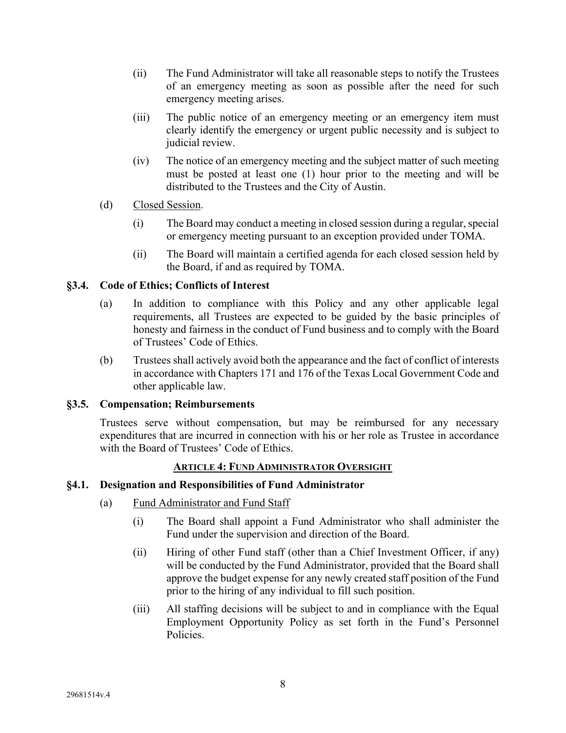(ii) The Fund Administrator will take all reasonable steps to notify the Trustees of an emergency meeting as soon as possible after the need for such emergency meeting arises.

(iii) The public notice of an emergency meeting or an emergency item must clearly identify the emergency or urgent public necessity and is subject to judicial review.

(iv) The notice of an emergency meeting and the subject matter of such meeting must be posted at least one (1) hour prior to the meeting and will be distributed to the Trustees and the City of Austin.

(d) Closed Session.

(i) The Board may conduct a meeting in closed session during a regular, special or emergency meeting pursuant to an exception provided under TOMA.

(ii) The Board will maintain a certified agenda for each closed session held by the Board, if and as required by TOMA.

### §3.4. Code of Ethics; Conflicts of Interest

(a) In addition to compliance with this Policy and any other applicable legal requirements, all Trustees are expected to be guided by the basic principles of honesty and fairness in the conduct of Fund business and to comply with the Board of Trustees' Code of Ethics.

(b) Trustees shall actively avoid both the appearance and the fact of conflict of interests in accordance with Chapters 171 and 176 of the Texas Local Government Code and other applicable law.

### §3.5. Compensation; Reimbursements

Trustees serve without compensation, but may be reimbursed for any necessary expenditures that are incurred in connection with his or her role as Trustee in accordance with the Board of Trustees' Code of Ethics.

## ARTICLE 4: FUND ADMINISTRATOR OVERSIGHT

### §4.1. Designation and Responsibilities of Fund Administrator

(a) Fund Administrator and Fund Staff

(i) The Board shall appoint a Fund Administrator who shall administer the Fund under the supervision and direction of the Board.

(ii) Hiring of other Fund staff (other than a Chief Investment Officer, if any) will be conducted by the Fund Administrator, provided that the Board shall approve the budget expense for any newly created staff position of the Fund prior to the hiring of any individual to fill such position.

(iii) All staffing decisions will be subject to and in compliance with the Equal Employment Opportunity Policy as set forth in the Fund's Personnel Policies.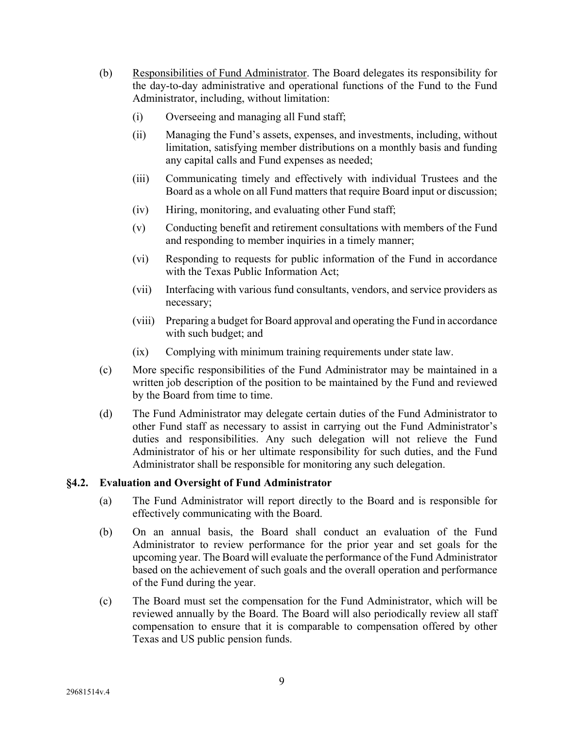(b) Responsibilities of Fund Administrator. The Board delegates its responsibility for the day-to-day administrative and operational functions of the Fund to the Fund Administrator, including, without limitation:

(i) Overseeing and managing all Fund staff;

(ii) Managing the Fund's assets, expenses, and investments, including, without limitation, satisfying member distributions on a monthly basis and funding any capital calls and Fund expenses as needed;

(iii) Communicating timely and effectively with individual Trustees and the Board as a whole on all Fund matters that require Board input or discussion;

(iv) Hiring, monitoring, and evaluating other Fund staff;

(v) Conducting benefit and retirement consultations with members of the Fund and responding to member inquiries in a timely manner;

(vi) Responding to requests for public information of the Fund in accordance with the Texas Public Information Act;

(vii) Interfacing with various fund consultants, vendors, and service providers as necessary;

(viii) Preparing a budget for Board approval and operating the Fund in accordance with such budget; and

(ix) Complying with minimum training requirements under state law.

(c) More specific responsibilities of the Fund Administrator may be maintained in a written job description of the position to be maintained by the Fund and reviewed by the Board from time to time.

(d) The Fund Administrator may delegate certain duties of the Fund Administrator to other Fund staff as necessary to assist in carrying out the Fund Administrator's duties and responsibilities. Any such delegation will not relieve the Fund Administrator of his or her ultimate responsibility for such duties, and the Fund Administrator shall be responsible for monitoring any such delegation.

### §4.2. Evaluation and Oversight of Fund Administrator

(a) The Fund Administrator will report directly to the Board and is responsible for effectively communicating with the Board.

(b) On an annual basis, the Board shall conduct an evaluation of the Fund Administrator to review performance for the prior year and set goals for the upcoming year. The Board will evaluate the performance of the Fund Administrator based on the achievement of such goals and the overall operation and performance of the Fund during the year.

(c) The Board must set the compensation for the Fund Administrator, which will be reviewed annually by the Board. The Board will also periodically review all staff compensation to ensure that it is comparable to compensation offered by other Texas and US public pension funds.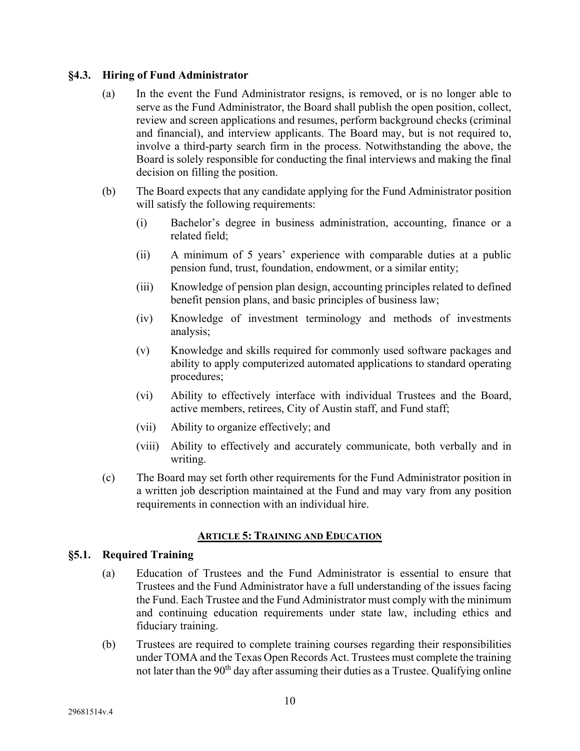### §4.3. Hiring of Fund Administrator

(a) In the event the Fund Administrator resigns, is removed, or is no longer able to serve as the Fund Administrator, the Board shall publish the open position, collect, review and screen applications and resumes, perform background checks (criminal and financial), and interview applicants. The Board may, but is not required to, involve a third-party search firm in the process. Notwithstanding the above, the Board is solely responsible for conducting the final interviews and making the final decision on filling the position.

(b) The Board expects that any candidate applying for the Fund Administrator position will satisfy the following requirements:

(i) Bachelor's degree in business administration, accounting, finance or a related field;

(ii) A minimum of 5 years' experience with comparable duties at a public pension fund, trust, foundation, endowment, or a similar entity;

(iii) Knowledge of pension plan design, accounting principles related to defined benefit pension plans, and basic principles of business law;

(iv) Knowledge of investment terminology and methods of investments analysis;

(v) Knowledge and skills required for commonly used software packages and ability to apply computerized automated applications to standard operating procedures;

(vi) Ability to effectively interface with individual Trustees and the Board, active members, retirees, City of Austin staff, and Fund staff;

(vii) Ability to organize effectively; and

(viii) Ability to effectively and accurately communicate, both verbally and in writing.

(c) The Board may set forth other requirements for the Fund Administrator position in a written job description maintained at the Fund and may vary from any position requirements in connection with an individual hire.

## ARTICLE 5: TRAINING AND EDUCATION

### §5.1. Required Training

(a) Education of Trustees and the Fund Administrator is essential to ensure that Trustees and the Fund Administrator have a full understanding of the issues facing the Fund. Each Trustee and the Fund Administrator must comply with the minimum and continuing education requirements under state law, including ethics and fiduciary training.

(b) Trustees are required to complete training courses regarding their responsibilities under TOMA and the Texas Open Records Act. Trustees must complete the training not later than the 90th day after assuming their duties as a Trustee. Qualifying online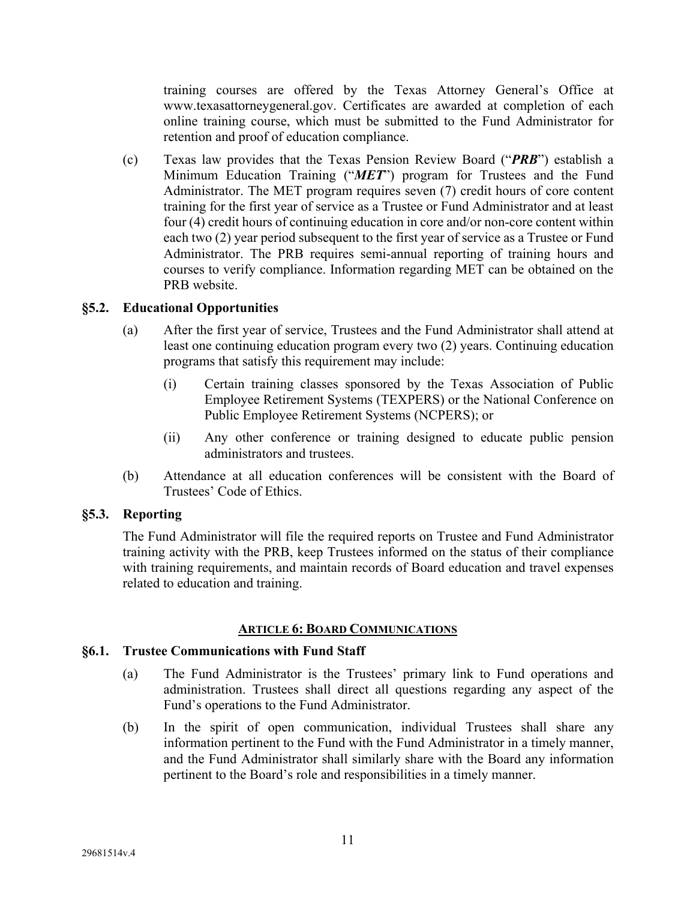training courses are offered by the Texas Attorney General's Office at www.texasattorneygeneral.gov. Certificates are awarded at completion of each online training course, which must be submitted to the Fund Administrator for retention and proof of education compliance.

(c) Texas law provides that the Texas Pension Review Board ("***PRB***") establish a Minimum Education Training ("***MET***") program for Trustees and the Fund Administrator. The MET program requires seven (7) credit hours of core content training for the first year of service as a Trustee or Fund Administrator and at least four (4) credit hours of continuing education in core and/or non-core content within each two (2) year period subsequent to the first year of service as a Trustee or Fund Administrator. The PRB requires semi-annual reporting of training hours and courses to verify compliance. Information regarding MET can be obtained on the PRB website.

### §5.2. Educational Opportunities

(a) After the first year of service, Trustees and the Fund Administrator shall attend at least one continuing education program every two (2) years. Continuing education programs that satisfy this requirement may include:

(i) Certain training classes sponsored by the Texas Association of Public Employee Retirement Systems (TEXPERS) or the National Conference on Public Employee Retirement Systems (NCPERS); or

(ii) Any other conference or training designed to educate public pension administrators and trustees.

(b) Attendance at all education conferences will be consistent with the Board of Trustees' Code of Ethics.

### §5.3. Reporting

The Fund Administrator will file the required reports on Trustee and Fund Administrator training activity with the PRB, keep Trustees informed on the status of their compliance with training requirements, and maintain records of Board education and travel expenses related to education and training.

## ARTICLE 6: BOARD COMMUNICATIONS

### §6.1. Trustee Communications with Fund Staff

(a) The Fund Administrator is the Trustees' primary link to Fund operations and administration. Trustees shall direct all questions regarding any aspect of the Fund's operations to the Fund Administrator.

(b) In the spirit of open communication, individual Trustees shall share any information pertinent to the Fund with the Fund Administrator in a timely manner, and the Fund Administrator shall similarly share with the Board any information pertinent to the Board's role and responsibilities in a timely manner.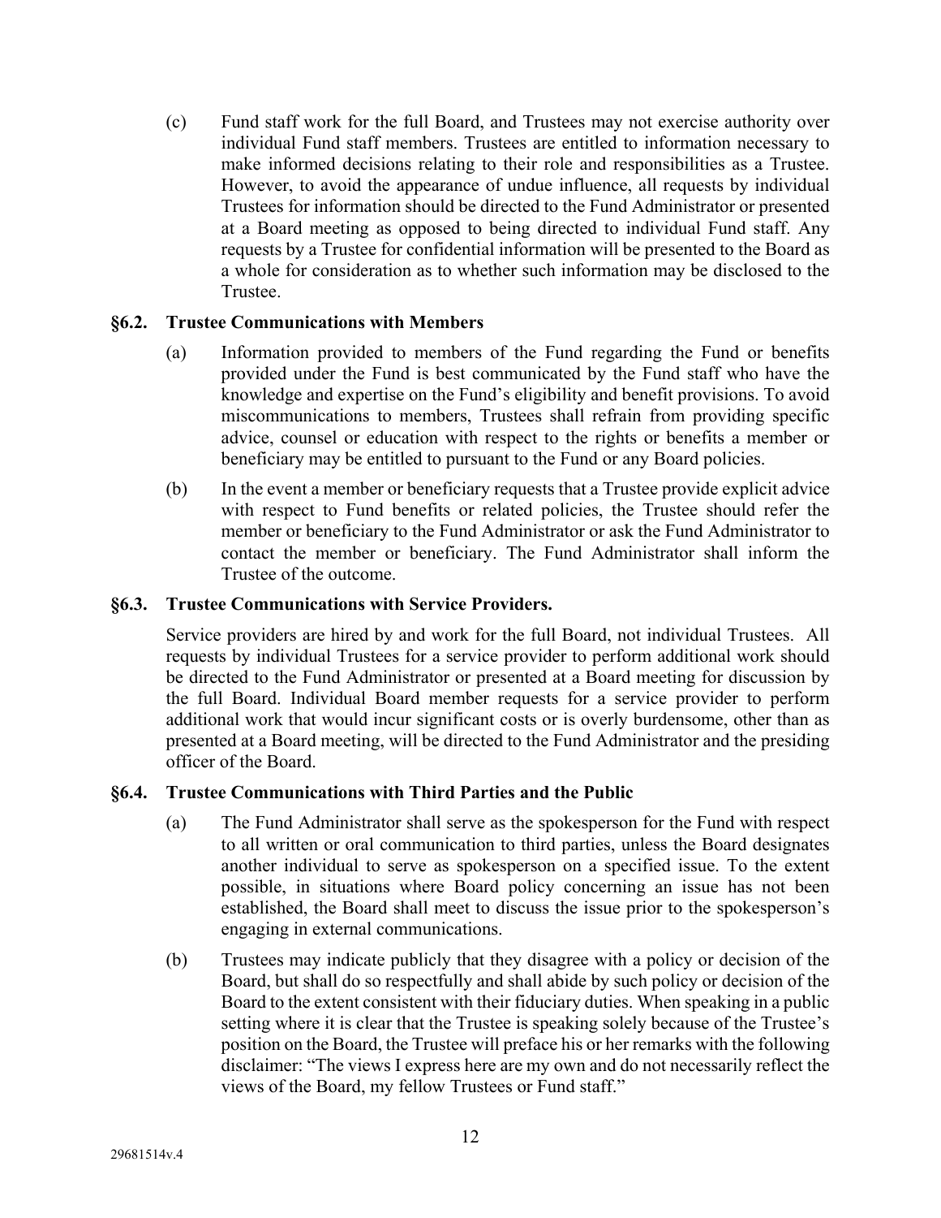(c) Fund staff work for the full Board, and Trustees may not exercise authority over individual Fund staff members. Trustees are entitled to information necessary to make informed decisions relating to their role and responsibilities as a Trustee. However, to avoid the appearance of undue influence, all requests by individual Trustees for information should be directed to the Fund Administrator or presented at a Board meeting as opposed to being directed to individual Fund staff. Any requests by a Trustee for confidential information will be presented to the Board as a whole for consideration as to whether such information may be disclosed to the Trustee.

### §6.2. Trustee Communications with Members

(a) Information provided to members of the Fund regarding the Fund or benefits provided under the Fund is best communicated by the Fund staff who have the knowledge and expertise on the Fund's eligibility and benefit provisions. To avoid miscommunications to members, Trustees shall refrain from providing specific advice, counsel or education with respect to the rights or benefits a member or beneficiary may be entitled to pursuant to the Fund or any Board policies.

(b) In the event a member or beneficiary requests that a Trustee provide explicit advice with respect to Fund benefits or related policies, the Trustee should refer the member or beneficiary to the Fund Administrator or ask the Fund Administrator to contact the member or beneficiary. The Fund Administrator shall inform the Trustee of the outcome.

### §6.3. Trustee Communications with Service Providers.

Service providers are hired by and work for the full Board, not individual Trustees. All requests by individual Trustees for a service provider to perform additional work should be directed to the Fund Administrator or presented at a Board meeting for discussion by the full Board. Individual Board member requests for a service provider to perform additional work that would incur significant costs or is overly burdensome, other than as presented at a Board meeting, will be directed to the Fund Administrator and the presiding officer of the Board.

### §6.4. Trustee Communications with Third Parties and the Public

(a) The Fund Administrator shall serve as the spokesperson for the Fund with respect to all written or oral communication to third parties, unless the Board designates another individual to serve as spokesperson on a specified issue. To the extent possible, in situations where Board policy concerning an issue has not been established, the Board shall meet to discuss the issue prior to the spokesperson's engaging in external communications.

(b) Trustees may indicate publicly that they disagree with a policy or decision of the Board, but shall do so respectfully and shall abide by such policy or decision of the Board to the extent consistent with their fiduciary duties. When speaking in a public setting where it is clear that the Trustee is speaking solely because of the Trustee's position on the Board, the Trustee will preface his or her remarks with the following disclaimer: "The views I express here are my own and do not necessarily reflect the views of the Board, my fellow Trustees or Fund staff."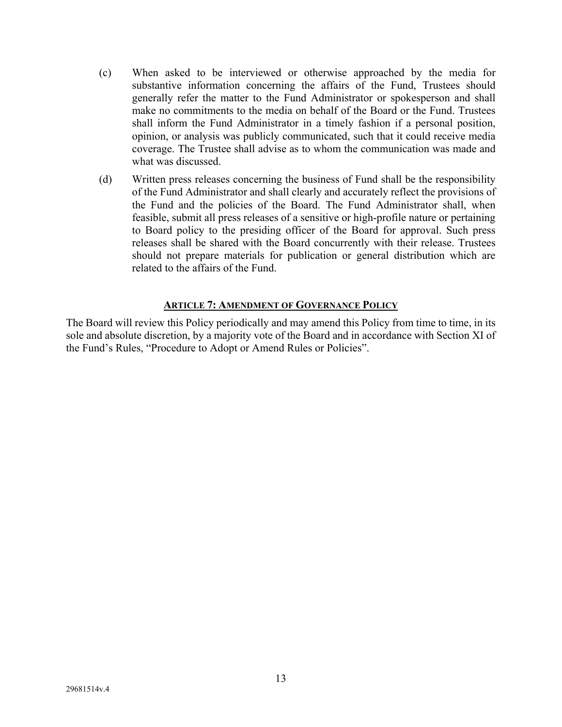(c) When asked to be interviewed or otherwise approached by the media for substantive information concerning the affairs of the Fund, Trustees should generally refer the matter to the Fund Administrator or spokesperson and shall make no commitments to the media on behalf of the Board or the Fund. Trustees shall inform the Fund Administrator in a timely fashion if a personal position, opinion, or analysis was publicly communicated, such that it could receive media coverage. The Trustee shall advise as to whom the communication was made and what was discussed.

(d) Written press releases concerning the business of Fund shall be the responsibility of the Fund Administrator and shall clearly and accurately reflect the provisions of the Fund and the policies of the Board. The Fund Administrator shall, when feasible, submit all press releases of a sensitive or high-profile nature or pertaining to Board policy to the presiding officer of the Board for approval. Such press releases shall be shared with the Board concurrently with their release. Trustees should not prepare materials for publication or general distribution which are related to the affairs of the Fund.

## ARTICLE 7: AMENDMENT OF GOVERNANCE POLICY

The Board will review this Policy periodically and may amend this Policy from time to time, in its sole and absolute discretion, by a majority vote of the Board and in accordance with Section XI of the Fund's Rules, "Procedure to Adopt or Amend Rules or Policies".

29681514v.4